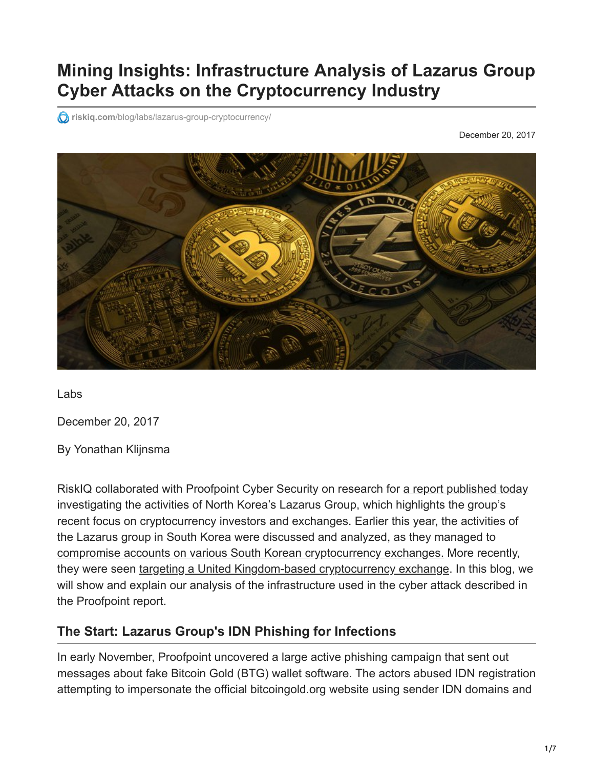# Mining Insights: Infrastructure Analysis of Lazarus Group Cyber Attacks on the Cryptocurrency Industry

riskiq.com/blog/labs/lazarus-group-cryptocurrency/

December 20, 2017

Labs

December 20, 2017

By Yonathan Klijnsma

RiskIQ collaborated with Proofpoint Cyber Security on research for a report published today investigating the activities of North Korea's Lazarus Group, which highlights the group's recent focus on cryptocurrency investors and exchanges. Earlier this year, the activities of the Lazarus group in South Korea were discussed and analyzed, as they managed to compromise accounts on various South Korean cryptocurrency exchanges. More recently, they were seen targeting a United Kingdom-based cryptocurrency exchange. In this blog, we will show and explain our analysis of the infrastructure used in the cyber attack described in the Proofpoint report.

## The Start: Lazarus Group's IDN Phishing for Infections

In early November, Proofpoint uncovered a large active phishing campaign that sent out messages about fake Bitcoin Gold (BTG) wallet software. The actors abused IDN registration attempting to impersonate the official bitcoingold.org website using sender IDN domains and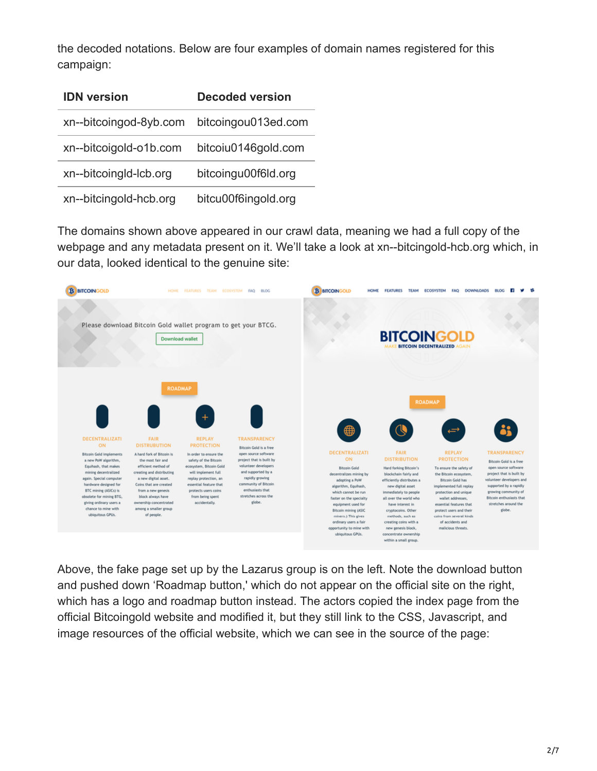the decoded notations. Below are four examples of domain names registered for this campaign:

| IDN version | Decoded version |
| --- | --- |
| xn--bitcoingod-8yb.com | bitcoingou013ed.com |
| xn--bitcoigold-o1b.com | bitcoiu0146gold.com |
| xn--bitcoingld-lcb.org | bitcoingu00f6ld.org |
| xn--bitcingold-hcb.org | bitcu00f6ingold.org |

The domains shown above appeared in our crawl data, meaning we had a full copy of the webpage and any metadata present on it. We'll take a look at xn--bitcingold-hcb.org which, in our data, looked identical to the genuine site:

Above, the fake page set up by the Lazarus group is on the left. Note the download button and pushed down 'Roadmap button,' which do not appear on the official site on the right, which has a logo and roadmap button instead. The actors copied the index page from the official Bitcoingold website and modified it, but they still link to the CSS, Javascript, and image resources of the official website, which we can see in the source of the page: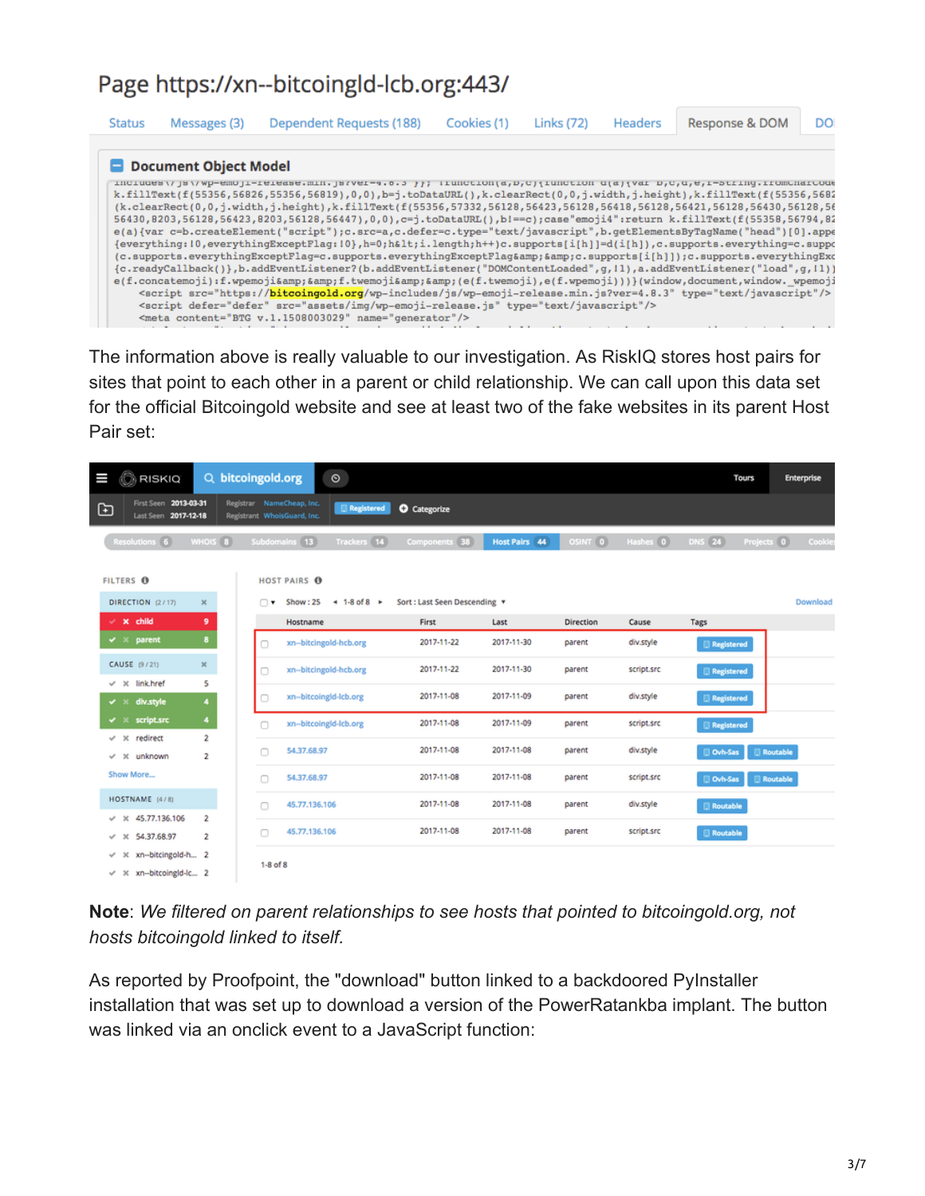The information above is really valuable to our investigation. As RiskIQ stores host pairs for sites that point to each other in a parent or child relationship. We can call upon this data set for the official Bitcoingold website and see at least two of the fake websites in its parent Host Pair set:

**Note**: *We filtered on parent relationships to see hosts that pointed to bitcoingold.org, not hosts bitcoingold linked to itself.*

As reported by Proofpoint, the "download" button linked to a backdoored PyInstaller installation that was set up to download a version of the PowerRatankba implant. The button was linked via an onclick event to a JavaScript function: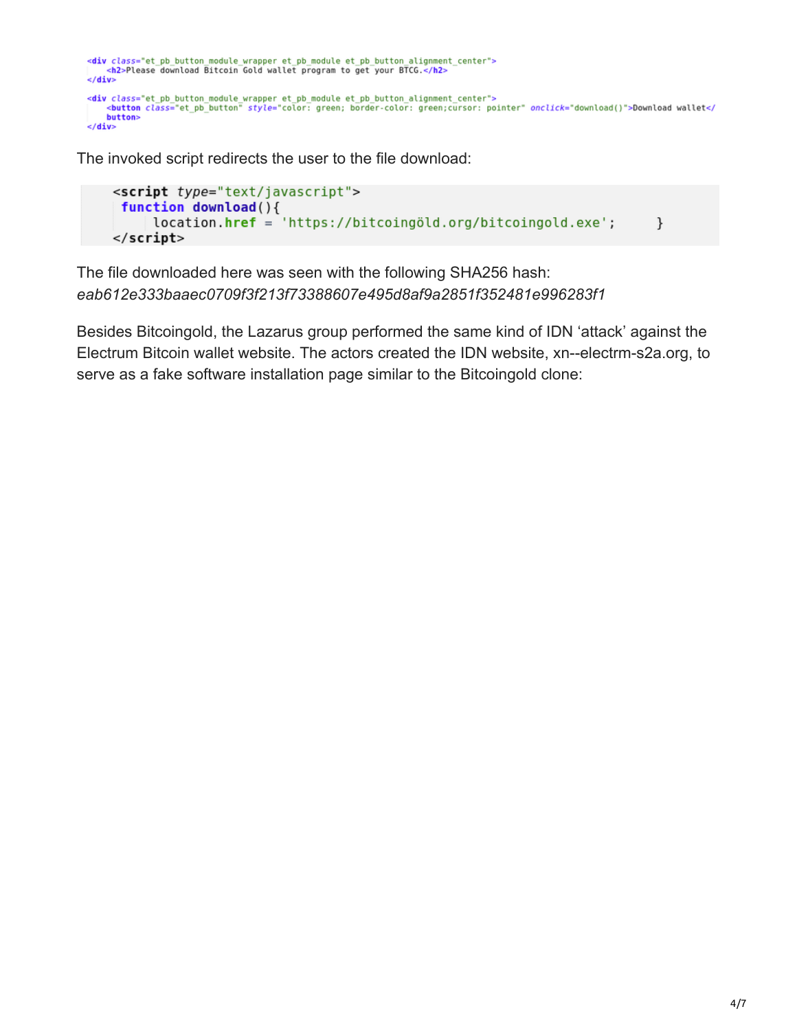```html
<div class="et_pb_button_module_wrapper et_pb_module et_pb_button_alignment_center">
    <h2>Please download Bitcoin Gold wallet program to get your BTCG.</h2>
</div>

<div class="et_pb_button_module_wrapper et_pb_module et_pb_button_alignment_center">
    <button class="et_pb_button" style="color: green; border-color: green;cursor: pointer" onclick="download()">Download wallet</
    button>
</div>
```

The invoked script redirects the user to the file download:

```html
<script type="text/javascript">
 function download(){
     location.href = 'https://bitcoingöld.org/bitcoingold.exe';      }
</script>
```

The file downloaded here was seen with the following SHA256 hash:
*eab612e333baaec0709f3f213f73388607e495d8af9a2851f352481e996283f1*

Besides Bitcoingold, the Lazarus group performed the same kind of IDN 'attack' against the Electrum Bitcoin wallet website. The actors created the IDN website, xn--electrm-s2a.org, to serve as a fake software installation page similar to the Bitcoingold clone: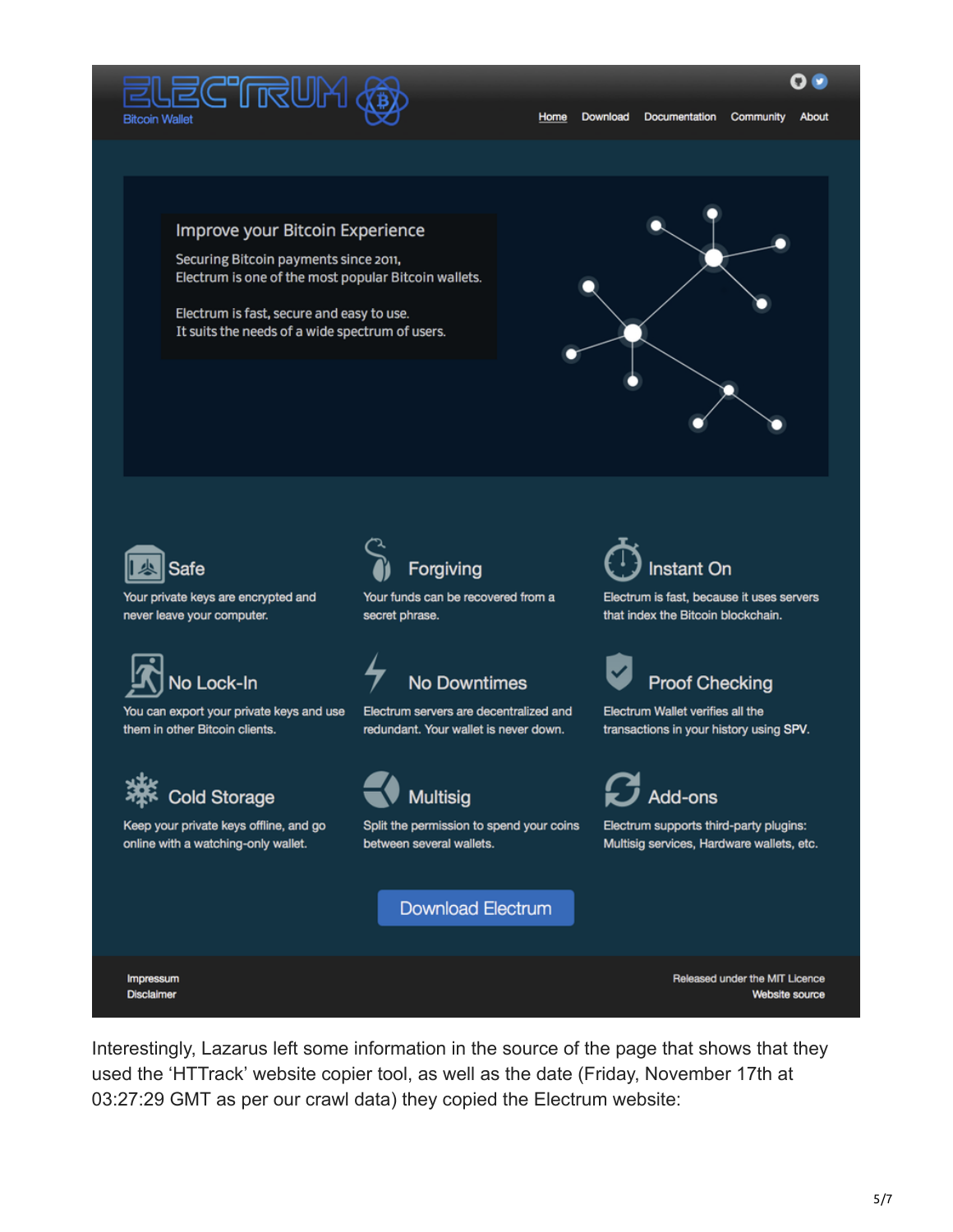ELECTRUM
Bitcoin Wallet

Home Download Documentation Community About

**Improve your Bitcoin Experience**

Securing Bitcoin payments since 2011,
Electrum is one of the most popular Bitcoin wallets.

Electrum is fast, secure and easy to use.
It suits the needs of a wide spectrum of users.

**Safe**
Your private keys are encrypted and never leave your computer.

**Forgiving**
Your funds can be recovered from a secret phrase.

**Instant On**
Electrum is fast, because it uses servers that index the Bitcoin blockchain.

**No Lock-In**
You can export your private keys and use them in other Bitcoin clients.

**No Downtimes**
Electrum servers are decentralized and redundant. Your wallet is never down.

**Proof Checking**
Electrum Wallet verifies all the transactions in your history using SPV.

**Cold Storage**
Keep your private keys offline, and go online with a watching-only wallet.

**Multisig**
Split the permission to spend your coins between several wallets.

**Add-ons**
Electrum supports third-party plugins: Multisig services, Hardware wallets, etc.

Download Electrum

Impressum
Disclaimer

Released under the MIT Licence
Website source

Interestingly, Lazarus left some information in the source of the page that shows that they used the 'HTTrack' website copier tool, as well as the date (Friday, November 17th at 03:27:29 GMT as per our crawl data) they copied the Electrum website: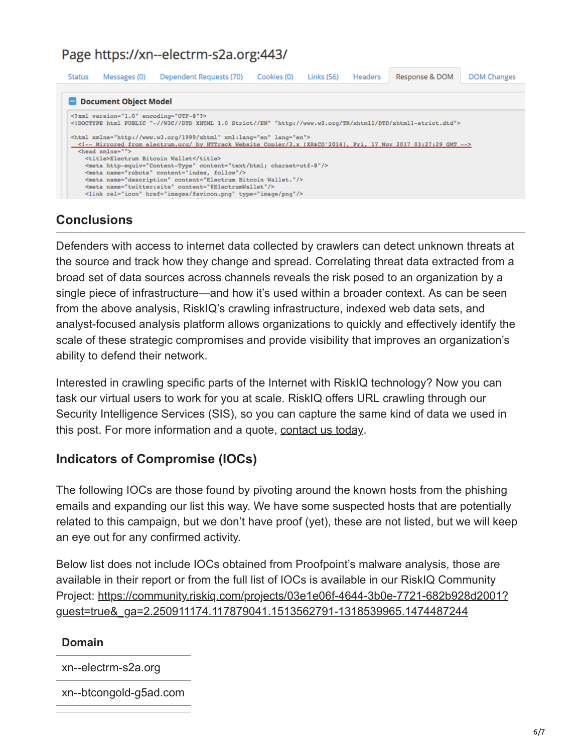Page https://xn--electrm-s2a.org:443/

Status | Messages (0) | Dependent Requests (70) | Cookies (0) | Links (56) | Headers | Response & DOM | DOM Changes

**Document Object Model**

```
<?xml version="1.0" encoding="UTF-8"?>
<!DOCTYPE html PUBLIC "-//W3C//DTD XHTML 1.0 Strict//EN" "http://www.w3.org/TR/xhtml1/DTD/xhtml1-strict.dtd">

<html xmlns="http://www.w3.org/1999/xhtml" xml:lang="en" lang="en">
  <!-- Mirrored from electrum.org/ by HTTrack Website Copier/3.x [XR&CO'2014], Fri, 17 Nov 2017 03:27:29 GMT -->
  <head xmlns="">
    <title>Electrum Bitcoin Wallet</title>
    <meta http-equiv="Content-Type" content="text/html; charset=utf-8"/>
    <meta name="robots" content="index, follow"/>
    <meta name="description" content="Electrum Bitcoin Wallet."/>
    <meta name="twitter:site" content="@ElectrumWallet"/>
    <link rel="icon" href="images/favicon.png" type="image/png"/>
```

## Conclusions

Defenders with access to internet data collected by crawlers can detect unknown threats at the source and track how they change and spread. Correlating threat data extracted from a broad set of data sources across channels reveals the risk posed to an organization by a single piece of infrastructure—and how it's used within a broader context. As can be seen from the above analysis, RiskIQ's crawling infrastructure, indexed web data sets, and analyst-focused analysis platform allows organizations to quickly and effectively identify the scale of these strategic compromises and provide visibility that improves an organization's ability to defend their network.

Interested in crawling specific parts of the Internet with RiskIQ technology? Now you can task our virtual users to work for you at scale. RiskIQ offers URL crawling through our Security Intelligence Services (SIS), so you can capture the same kind of data we used in this post. For more information and a quote, contact us today.

## Indicators of Compromise (IOCs)

The following IOCs are those found by pivoting around the known hosts from the phishing emails and expanding our list this way. We have some suspected hosts that are potentially related to this campaign, but we don't have proof (yet), these are not listed, but we will keep an eye out for any confirmed activity.

Below list does not include IOCs obtained from Proofpoint's malware analysis, those are available in their report or from the full list of IOCs is available in our RiskIQ Community Project: https://community.riskiq.com/projects/03e1e06f-4644-3b0e-7721-682b928d2001?guest=true&_ga=2.250911174.117879041.1513562791-1318539965.1474487244

| Domain |
|---|
| xn--electrm-s2a.org |
| xn--btcongold-g5ad.com |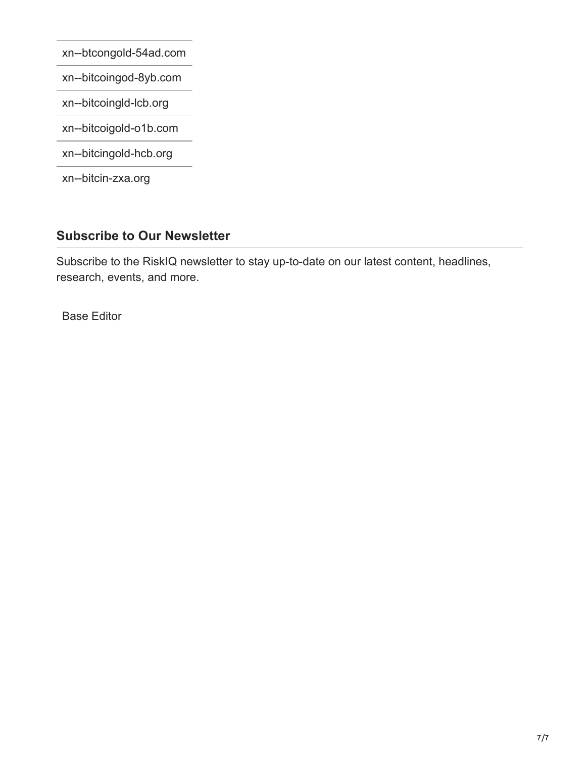| |
|---|
| xn--btcongold-54ad.com |
| xn--bitcoingod-8yb.com |
| xn--bitcoingld-lcb.org |
| xn--bitcoigold-o1b.com |
| xn--bitcingold-hcb.org |
| xn--bitcin-zxa.org |

## Subscribe to Our Newsletter

Subscribe to the RiskIQ newsletter to stay up-to-date on our latest content, headlines, research, events, and more.

Base Editor